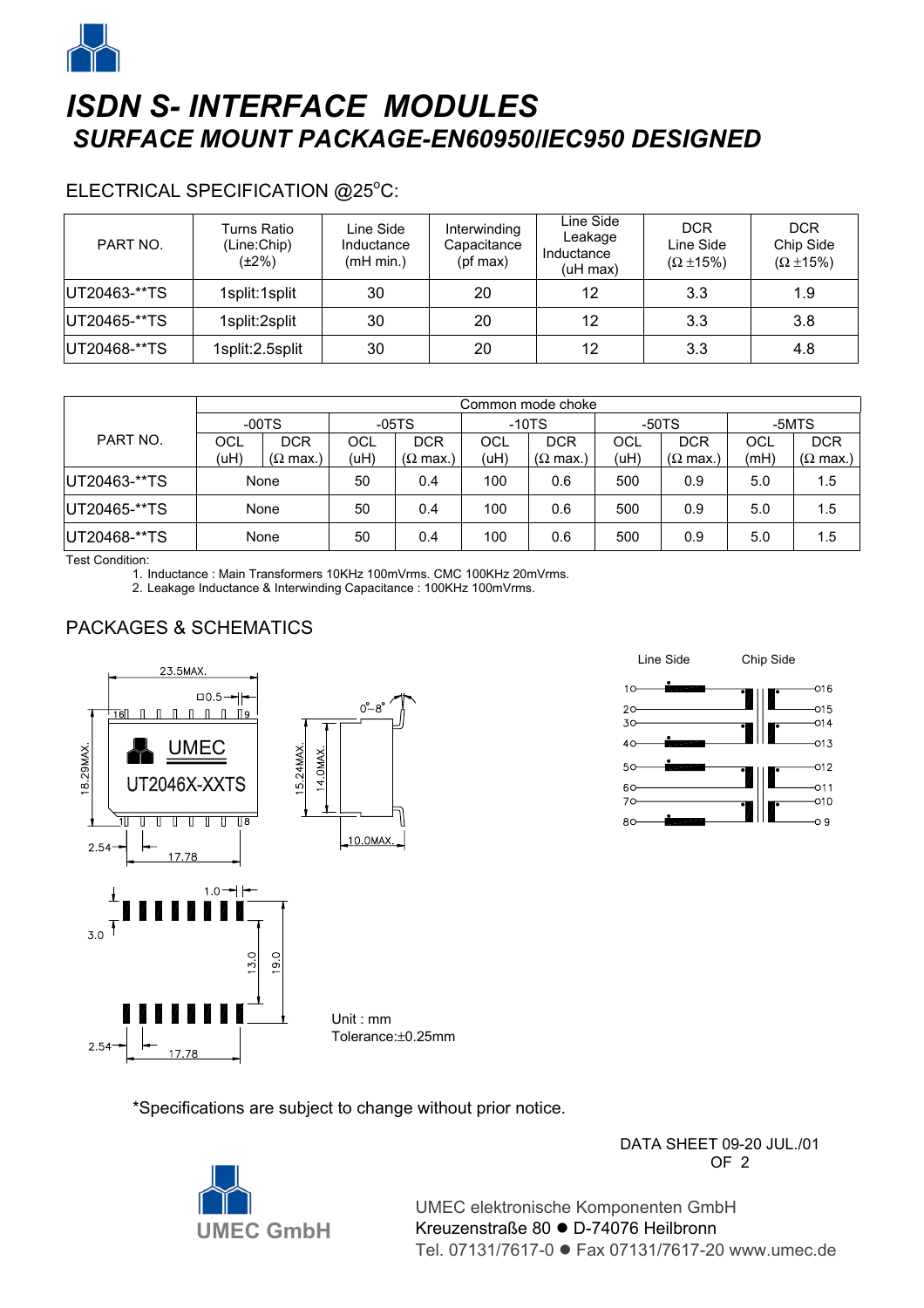# ISDN S- INTERFACE MODULES

## SURFACE MOUNT PACKAGE-EN60950/IEC950 DESIGNED

ELECTRICAL SPECIFICATION @25°C:

| PART NO. | Turns Ratio (Line:Chip) (±2%) | Line Side Inductance (mH min.) | Interwinding Capacitance (pf max) | Line Side Leakage Inductance (uH max) | DCR Line Side (Ω ±15%) | DCR Chip Side (Ω ±15%) |
|---|---|---|---|---|---|---|
| UT20463-**TS | 1split:1split | 30 | 20 | 12 | 3.3 | 1.9 |
| UT20465-**TS | 1split:2split | 30 | 20 | 12 | 3.3 | 3.8 |
| UT20468-**TS | 1split:2.5split | 30 | 20 | 12 | 3.3 | 4.8 |

| PART NO. | Common mode choke | | | | | | | | | |
|---|---|---|---|---|---|---|---|---|---|---|
| | -00TS | | -05TS | | -10TS | | -50TS | | -5MTS | |
| | OCL (uH) | DCR (Ω max.) | OCL (uH) | DCR (Ω max.) | OCL (uH) | DCR (Ω max.) | OCL (uH) | DCR (Ω max.) | OCL (mH) | DCR (Ω max.) |
| UT20463-**TS | None | | 50 | 0.4 | 100 | 0.6 | 500 | 0.9 | 5.0 | 1.5 |
| UT20465-**TS | None | | 50 | 0.4 | 100 | 0.6 | 500 | 0.9 | 5.0 | 1.5 |
| UT20468-**TS | None | | 50 | 0.4 | 100 | 0.6 | 500 | 0.9 | 5.0 | 1.5 |

Test Condition:

1. Inductance : Main Transformers 10KHz 100mVrms. CMC 100KHz 20mVrms.
2. Leakage Inductance & Interwinding Capacitance : 100KHz 100mVrms.

## PACKAGES & SCHEMATICS

Unit : mm
Tolerance:±0.25mm

*Specifications are subject to change without prior notice.

DATA SHEET 09-20 JUL./01

UMEC elektronische Komponenten GmbH
Kreuzenstraße 80 ● D-74076 Heilbronn
Tel. 07131/7617-0 ● Fax 07131/7617-20 www.umec.de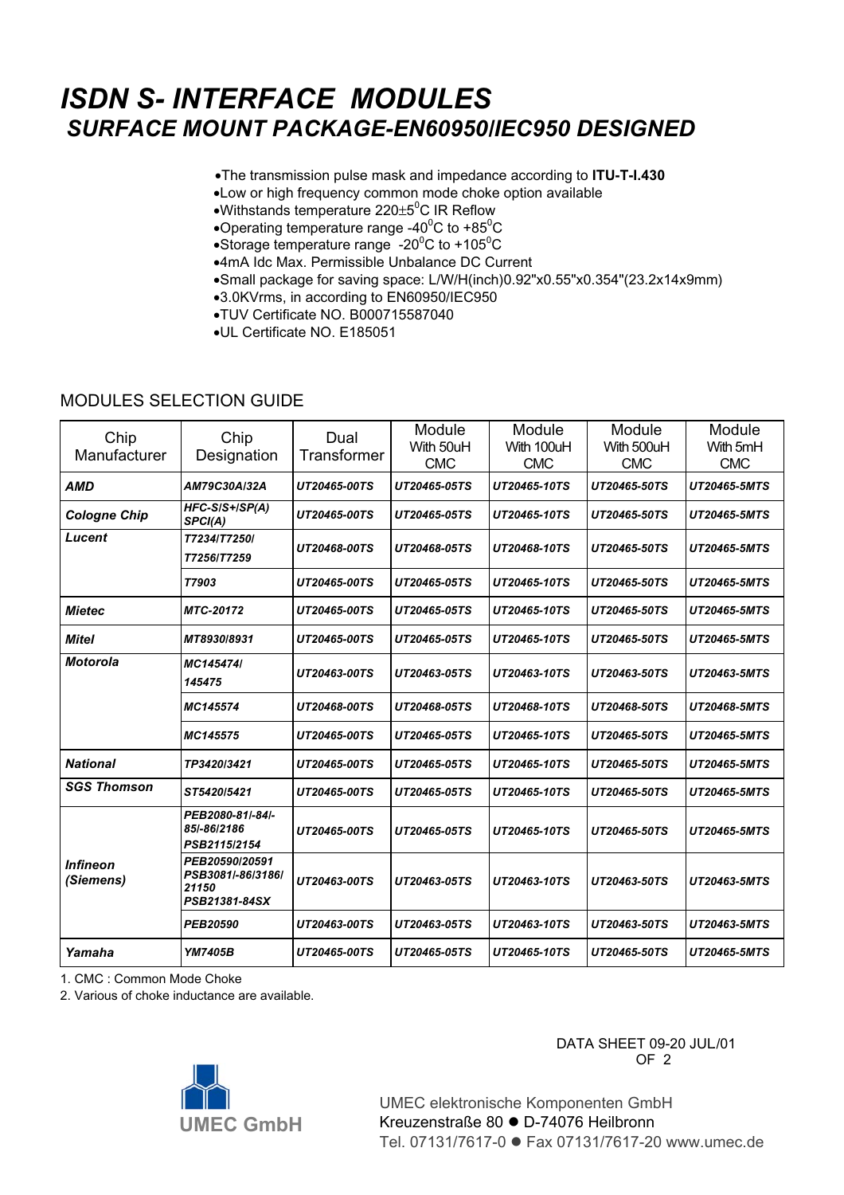# ISDN S- INTERFACE MODULES

## SURFACE MOUNT PACKAGE-EN60950/IEC950 DESIGNED

- The transmission pulse mask and impedance according to **ITU-T-I.430**
- Low or high frequency common mode choke option available
- Withstands temperature 220±5°C IR Reflow
- Operating temperature range -40°C to +85°C
- Storage temperature range -20°C to +105°C
- 4mA Idc Max. Permissible Unbalance DC Current
- Small package for saving space: L/W/H(inch)0.92"x0.55"x0.354"(23.2x14x9mm)
- 3.0KVrms, in according to EN60950/IEC950
- TUV Certificate NO. B000715587040
- UL Certificate NO. E185051

MODULES SELECTION GUIDE

| Chip Manufacturer | Chip Designation | Dual Transformer | Module With 50uH CMC | Module With 100uH CMC | Module With 500uH CMC | Module With 5mH CMC |
|---|---|---|---|---|---|---|
| ***AMD*** | ***AM79C30A/32A*** | ***UT20465-00TS*** | ***UT20465-05TS*** | ***UT20465-10TS*** | ***UT20465-50TS*** | ***UT20465-5MTS*** |
| ***Cologne Chip*** | ***HFC-S/S+/SP(A) SPCI(A)*** | ***UT20465-00TS*** | ***UT20465-05TS*** | ***UT20465-10TS*** | ***UT20465-50TS*** | ***UT20465-5MTS*** |
| ***Lucent*** | ***T7234/T7250/ T7256/T7259*** | ***UT20468-00TS*** | ***UT20468-05TS*** | ***UT20468-10TS*** | ***UT20465-50TS*** | ***UT20465-5MTS*** |
| | ***T7903*** | ***UT20465-00TS*** | ***UT20465-05TS*** | ***UT20465-10TS*** | ***UT20465-50TS*** | ***UT20465-5MTS*** |
| ***Mietec*** | ***MTC-20172*** | ***UT20465-00TS*** | ***UT20465-05TS*** | ***UT20465-10TS*** | ***UT20465-50TS*** | ***UT20465-5MTS*** |
| ***Mitel*** | ***MT8930/8931*** | ***UT20465-00TS*** | ***UT20465-05TS*** | ***UT20465-10TS*** | ***UT20465-50TS*** | ***UT20465-5MTS*** |
| ***Motorola*** | ***MC145474/ 145475*** | ***UT20463-00TS*** | ***UT20463-05TS*** | ***UT20463-10TS*** | ***UT20463-50TS*** | ***UT20463-5MTS*** |
| | ***MC145574*** | ***UT20468-00TS*** | ***UT20468-05TS*** | ***UT20468-10TS*** | ***UT20468-50TS*** | ***UT20468-5MTS*** |
| | ***MC145575*** | ***UT20465-00TS*** | ***UT20465-05TS*** | ***UT20465-10TS*** | ***UT20465-50TS*** | ***UT20465-5MTS*** |
| ***National*** | ***TP3420/3421*** | ***UT20465-00TS*** | ***UT20465-05TS*** | ***UT20465-10TS*** | ***UT20465-50TS*** | ***UT20465-5MTS*** |
| ***SGS Thomson*** | ***ST5420/5421*** | ***UT20465-00TS*** | ***UT20465-05TS*** | ***UT20465-10TS*** | ***UT20465-50TS*** | ***UT20465-5MTS*** |
| ***Infineon (Siemens)*** | ***PEB2080-81/-84/-85/-86/2186 PSB2115/2154*** | ***UT20465-00TS*** | ***UT20465-05TS*** | ***UT20465-10TS*** | ***UT20465-50TS*** | ***UT20465-5MTS*** |
| | ***PEB20590/20591 PSB3081/-86/3186/ 21150 PSB21381-84SX*** | ***UT20463-00TS*** | ***UT20463-05TS*** | ***UT20463-10TS*** | ***UT20463-50TS*** | ***UT20463-5MTS*** |
| | ***PEB20590*** | ***UT20463-00TS*** | ***UT20463-05TS*** | ***UT20463-10TS*** | ***UT20463-50TS*** | ***UT20463-5MTS*** |
| ***Yamaha*** | ***YM7405B*** | ***UT20465-00TS*** | ***UT20465-05TS*** | ***UT20465-10TS*** | ***UT20465-50TS*** | ***UT20465-5MTS*** |

1. CMC : Common Mode Choke
2. Various of choke inductance are available.

DATA SHEET 09-20 JUL/01

UMEC GmbH

UMEC elektronische Komponenten GmbH
Kreuzenstraße 80 ● D-74076 Heilbronn
Tel. 07131/7617-0 ● Fax 07131/7617-20 www.umec.de